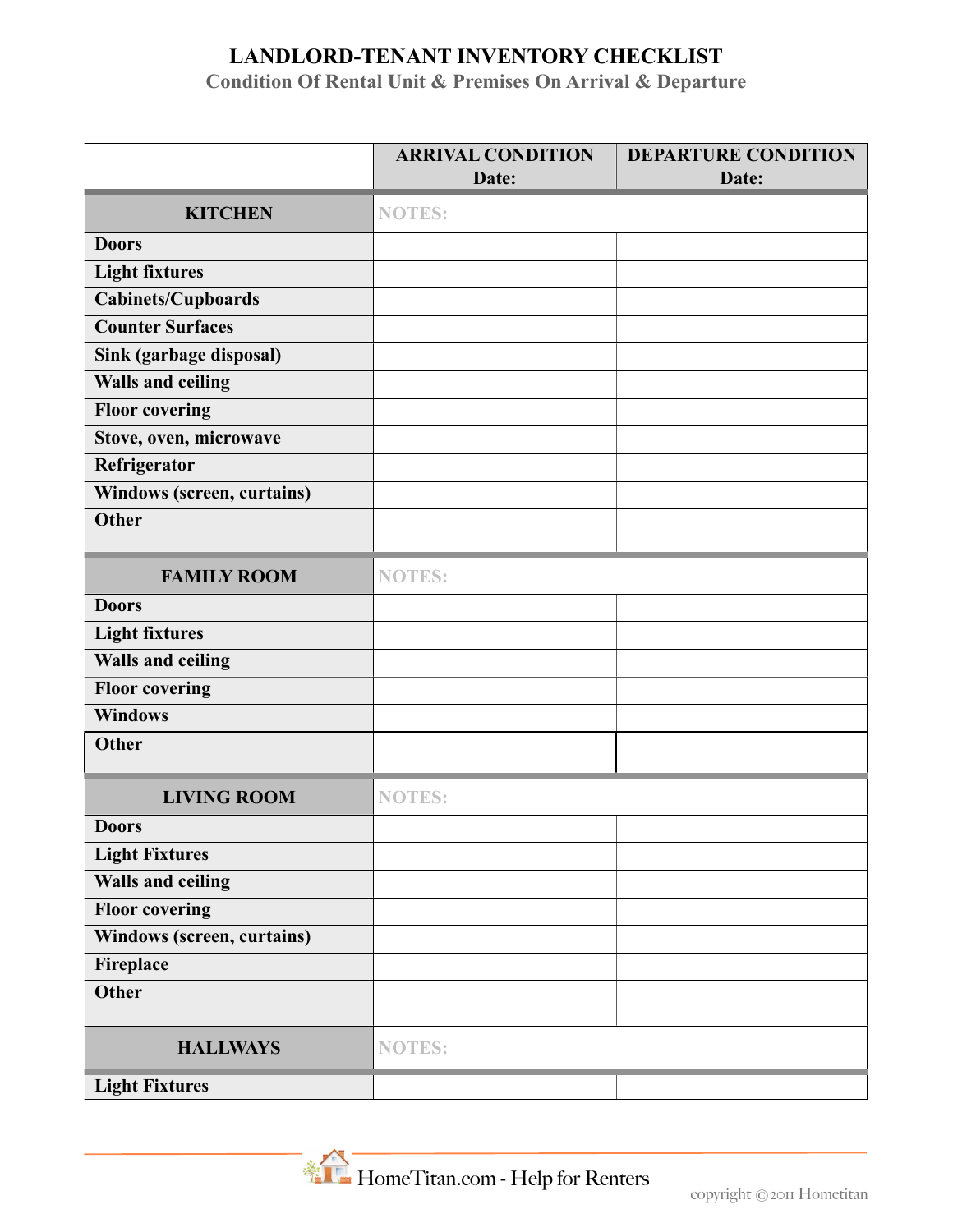# LANDLORD-TENANT INVENTORY CHECKLIST

## Condition Of Rental Unit & Premises On Arrival & Departure

| | ARRIVAL CONDITION Date: | DEPARTURE CONDITION Date: |
|---|---|---|
| **KITCHEN** | NOTES: | |
| Doors | | |
| Light fixtures | | |
| Cabinets/Cupboards | | |
| Counter Surfaces | | |
| Sink (garbage disposal) | | |
| Walls and ceiling | | |
| Floor covering | | |
| Stove, oven, microwave | | |
| Refrigerator | | |
| Windows (screen, curtains) | | |
| Other | | |
| **FAMILY ROOM** | NOTES: | |
| Doors | | |
| Light fixtures | | |
| Walls and ceiling | | |
| Floor covering | | |
| Windows | | |
| Other | | |
| **LIVING ROOM** | NOTES: | |
| Doors | | |
| Light Fixtures | | |
| Walls and ceiling | | |
| Floor covering | | |
| Windows (screen, curtains) | | |
| Fireplace | | |
| Other | | |
| **HALLWAYS** | NOTES: | |
| Light Fixtures | | |

HomeTitan.com - Help for Renters

copyright © 2011 Hometitan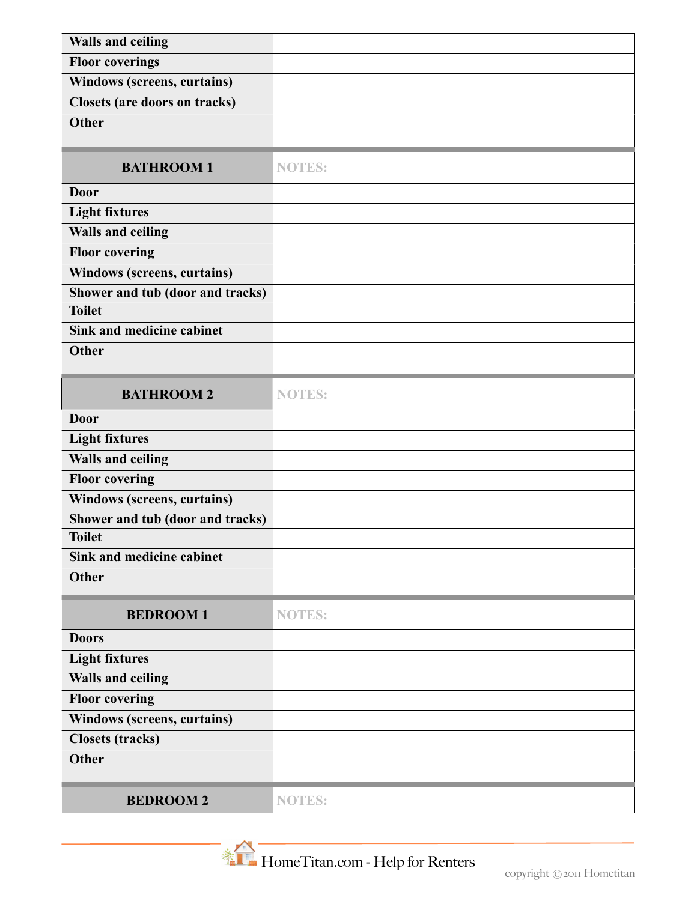| | | |
|---|---|---|
| **Walls and ceiling** | | |
| **Floor coverings** | | |
| **Windows (screens, curtains)** | | |
| **Closets (are doors on tracks)** | | |
| **Other** | | |

| **BATHROOM 1** | NOTES: | |
|---|---|---|
| **Door** | | |
| **Light fixtures** | | |
| **Walls and ceiling** | | |
| **Floor covering** | | |
| **Windows (screens, curtains)** | | |
| **Shower and tub (door and tracks)** | | |
| **Toilet** | | |
| **Sink and medicine cabinet** | | |
| **Other** | | |

| **BATHROOM 2** | NOTES: | |
|---|---|---|
| **Door** | | |
| **Light fixtures** | | |
| **Walls and ceiling** | | |
| **Floor covering** | | |
| **Windows (screens, curtains)** | | |
| **Shower and tub (door and tracks)** | | |
| **Toilet** | | |
| **Sink and medicine cabinet** | | |
| **Other** | | |

| **BEDROOM 1** | NOTES: | |
|---|---|---|
| **Doors** | | |
| **Light fixtures** | | |
| **Walls and ceiling** | | |
| **Floor covering** | | |
| **Windows (screens, curtains)** | | |
| **Closets (tracks)** | | |
| **Other** | | |

| **BEDROOM 2** | NOTES: |
|---|---|

HomeTitan.com - Help for Renters

copyright ©2011 Hometitan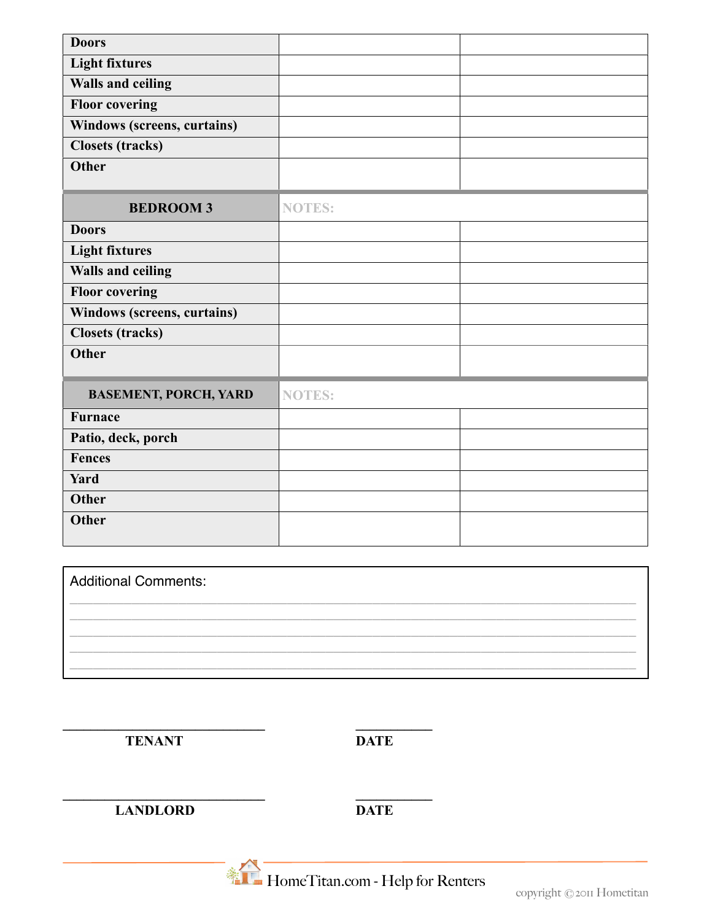| | | |
|---|---|---|
| **Doors** | | |
| **Light fixtures** | | |
| **Walls and ceiling** | | |
| **Floor covering** | | |
| **Windows (screens, curtains)** | | |
| **Closets (tracks)** | | |
| **Other** | | |

| **BEDROOM 3** | NOTES: | |
|---|---|---|
| **Doors** | | |
| **Light fixtures** | | |
| **Walls and ceiling** | | |
| **Floor covering** | | |
| **Windows (screens, curtains)** | | |
| **Closets (tracks)** | | |
| **Other** | | |

| **BASEMENT, PORCH, YARD** | NOTES: | |
|---|---|---|
| **Furnace** | | |
| **Patio, deck, porch** | | |
| **Fences** | | |
| **Yard** | | |
| **Other** | | |
| **Other** | | |

Additional Comments:

\_\_\_\_\_\_\_\_\_\_\_\_\_\_\_\_\_\_\_\_\_\_\_\_\_\_\_\_\_\_\_\_\_\_\_\_\_\_\_\_\_\_\_\_\_\_\_\_\_\_\_\_\_\_\_\_\_\_\_\_

\_\_\_\_\_\_\_\_\_\_\_\_\_\_\_\_\_\_\_\_\_\_\_\_\_\_\_\_\_\_\_\_\_\_\_\_\_\_\_\_\_\_\_\_\_\_\_\_\_\_\_\_\_\_\_\_\_\_\_\_

\_\_\_\_\_\_\_\_\_\_\_\_\_\_\_\_\_\_\_\_\_\_\_\_\_\_\_\_\_\_\_\_\_\_\_\_\_\_\_\_\_\_\_\_\_\_\_\_\_\_\_\_\_\_\_\_\_\_\_\_

\_\_\_\_\_\_\_\_\_\_\_\_\_\_\_\_\_\_\_\_\_\_\_\_\_\_\_\_\_\_\_\_\_\_\_\_\_\_\_\_\_\_\_\_\_\_\_\_\_\_\_\_\_\_\_\_\_\_\_\_

\_\_\_\_\_\_\_\_\_\_\_\_\_\_\_\_\_\_\_\_\_\_\_\_\_\_\_\_\_\_\_\_\_\_\_\_\_\_\_\_\_\_\_\_\_\_\_\_\_\_\_\_\_\_\_\_\_\_\_\_

\_\_\_\_\_\_\_\_\_\_\_\_\_\_\_\_\_\_\_\_\_\_\_\_\_\_\_\_\_\_ \_\_\_\_\_\_\_\_\_\_\_\_

**TENANT** **DATE**

\_\_\_\_\_\_\_\_\_\_\_\_\_\_\_\_\_\_\_\_\_\_\_\_\_\_\_\_\_\_ \_\_\_\_\_\_\_\_\_\_\_\_

**LANDLORD** **DATE**

HomeTitan.com - Help for Renters

copyright © 2011 Hometitan